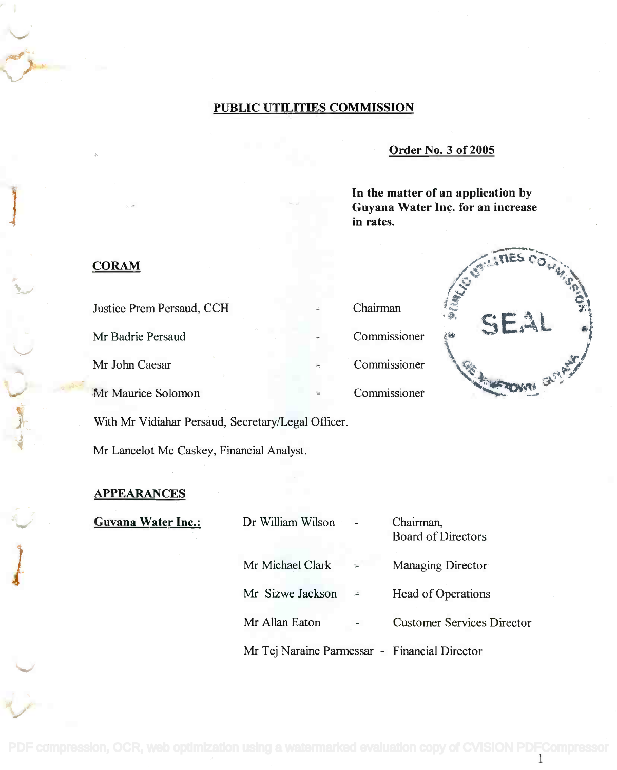# PUBLIC UTILITIES COMMISSION

**Order No. 3 of 2005**

**In the matter of an application by Guyana Water Inc. for an increase in rates.**

## CORAM

| | | |
|---|---|---|
| Justice Prem Persaud, CCH | - | Chairman |
| Mr Badrie Persaud | - | Commissioner |
| Mr John Caesar | - | Commissioner |
| Mr Maurice Solomon | - | Commissioner |

With Mr Vidiahar Persaud, Secretary/Legal Officer.

Mr Lancelot Mc Caskey, Financial Analyst.

## APPEARANCES

| | | | |
|---|---|---|---|
| **Guyana Water Inc.:** | Dr William Wilson | - | Chairman, Board of Directors |
| | Mr Michael Clark | - | Managing Director |
| | Mr Sizwe Jackson | - | Head of Operations |
| | Mr Allan Eaton | - | Customer Services Director |
| | Mr Tej Naraine Parmessar | - | Financial Director |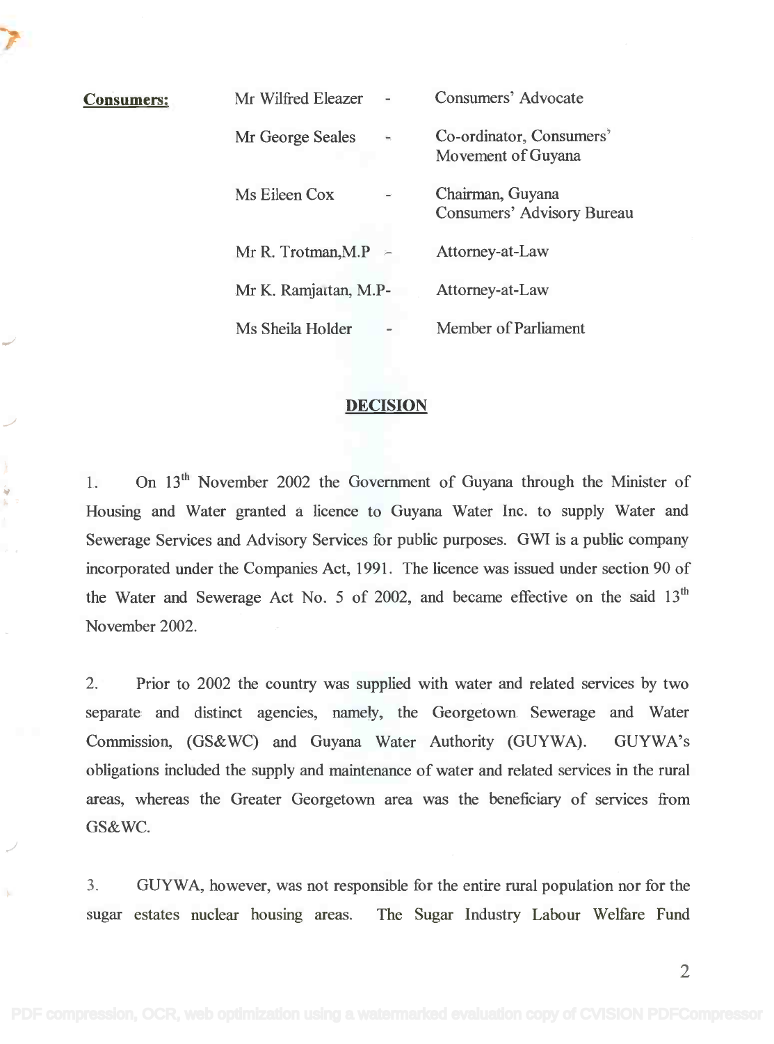| **Consumers:** | Mr Wilfred Eleazer | - | Consumers' Advocate |
|---|---|---|---|
| | Mr George Seales | - | Co-ordinator, Consumers' Movement of Guyana |
| | Ms Eileen Cox | - | Chairman, Guyana Consumers' Advisory Bureau |
| | Mr R. Trotman,M.P | - | Attorney-at-Law |
| | Mr K. Ramjattan, M.P- | | Attorney-at-Law |
| | Ms Sheila Holder | - | Member of Parliament |

## DECISION

1. On 13th November 2002 the Government of Guyana through the Minister of Housing and Water granted a licence to Guyana Water Inc. to supply Water and Sewerage Services and Advisory Services for public purposes. GWI is a public company incorporated under the Companies Act, 1991. The licence was issued under section 90 of the Water and Sewerage Act No. 5 of 2002, and became effective on the said 13th November 2002.

2. Prior to 2002 the country was supplied with water and related services by two separate and distinct agencies, namely, the Georgetown Sewerage and Water Commission, (GS&WC) and Guyana Water Authority (GUYWA). GUYWA's obligations included the supply and maintenance of water and related services in the rural areas, whereas the Greater Georgetown area was the beneficiary of services from GS&WC.

3. GUYWA, however, was not responsible for the entire rural population nor for the sugar estates nuclear housing areas. The Sugar Industry Labour Welfare Fund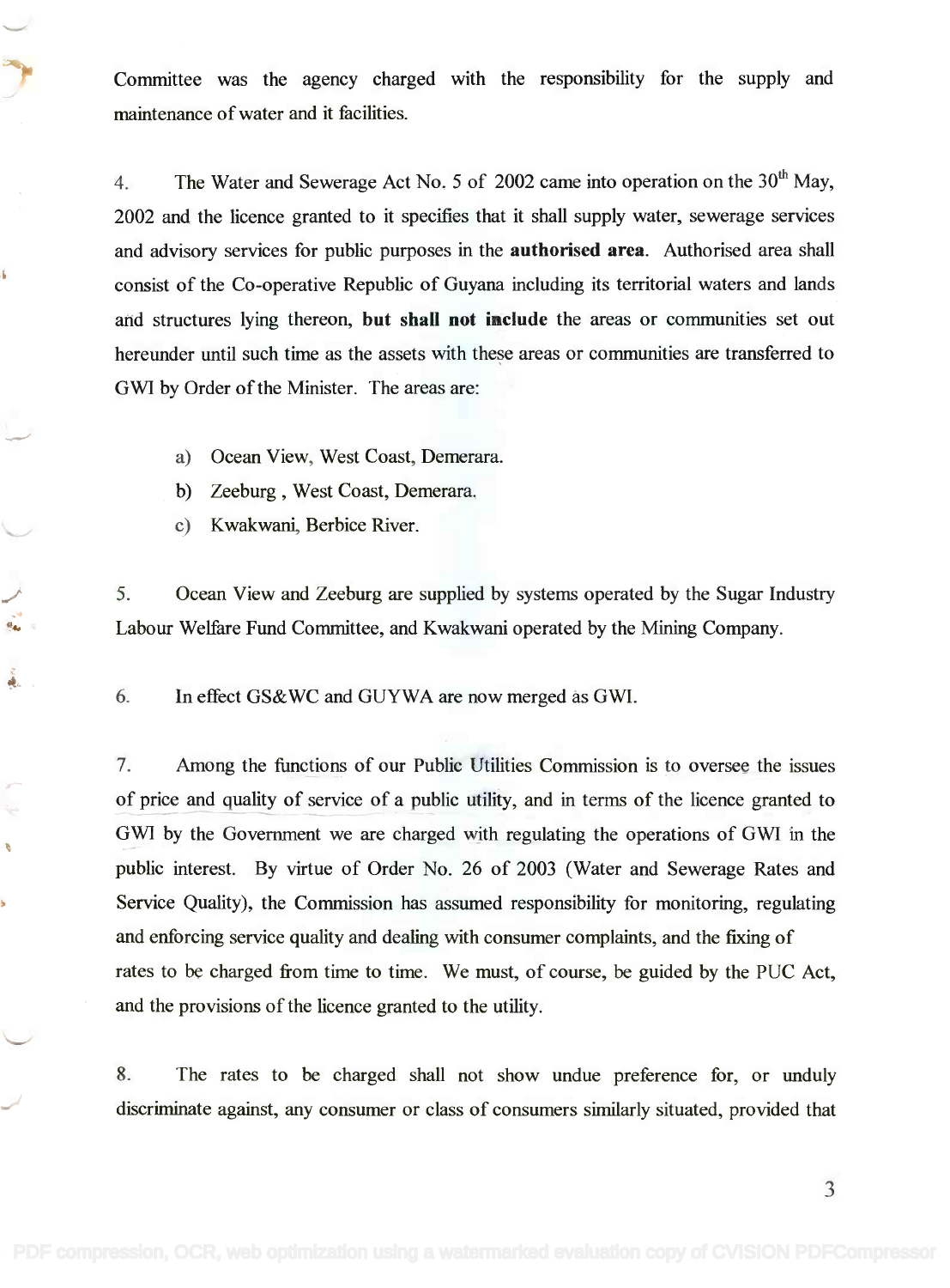Committee was the agency charged with the responsibility for the supply and maintenance of water and it facilities.

4. The Water and Sewerage Act No. 5 of 2002 came into operation on the 30th May, 2002 and the licence granted to it specifies that it shall supply water, sewerage services and advisory services for public purposes in the **authorised area**. Authorised area shall consist of the Co-operative Republic of Guyana including its territorial waters and lands and structures lying thereon, **but shall not include** the areas or communities set out hereunder until such time as the assets with these areas or communities are transferred to GWI by Order of the Minister. The areas are:

   a) Ocean View, West Coast, Demerara.
   b) Zeeburg , West Coast, Demerara.
   c) Kwakwani, Berbice River.

5. Ocean View and Zeeburg are supplied by systems operated by the Sugar Industry Labour Welfare Fund Committee, and Kwakwani operated by the Mining Company.

6. In effect GS&WC and GUYWA are now merged as GWI.

7. Among the functions of our Public Utilities Commission is to oversee the issues of price and quality of service of a public utility, and in terms of the licence granted to GWI by the Government we are charged with regulating the operations of GWI in the public interest. By virtue of Order No. 26 of 2003 (Water and Sewerage Rates and Service Quality), the Commission has assumed responsibility for monitoring, regulating and enforcing service quality and dealing with consumer complaints, and the fixing of rates to be charged from time to time. We must, of course, be guided by the PUC Act, and the provisions of the licence granted to the utility.

8. The rates to be charged shall not show undue preference for, or unduly discriminate against, any consumer or class of consumers similarly situated, provided that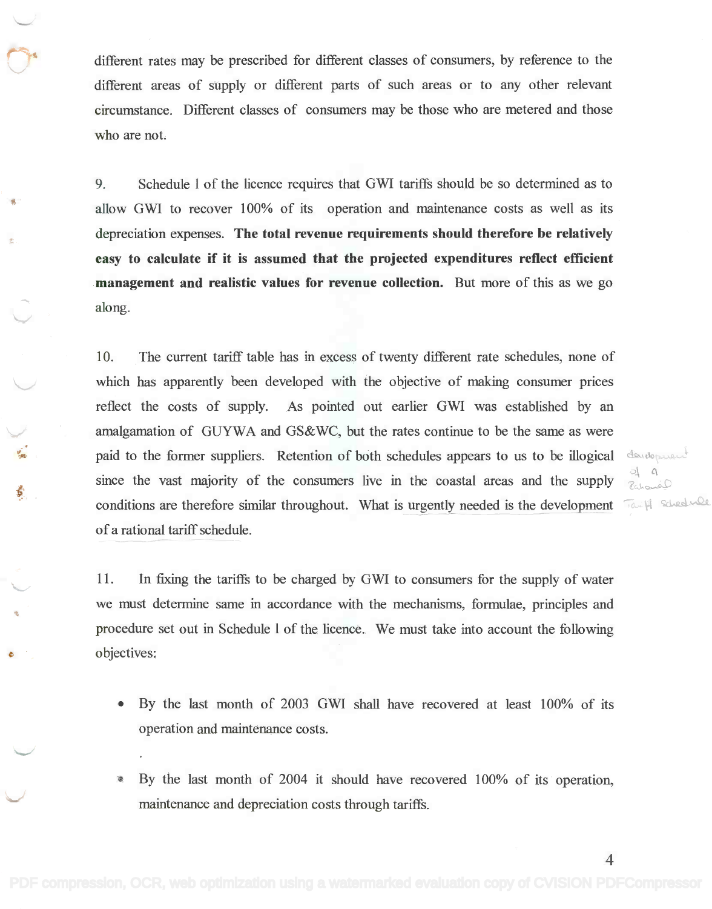different rates may be prescribed for different classes of consumers, by reference to the different areas of supply or different parts of such areas or to any other relevant circumstance. Different classes of consumers may be those who are metered and those who are not.

9. Schedule I of the licence requires that GWI tariffs should be so determined as to allow GWI to recover 100% of its operation and maintenance costs as well as its depreciation expenses. **The total revenue requirements should therefore be relatively easy to calculate if it is assumed that the projected expenditures reflect efficient management and realistic values for revenue collection.** But more of this as we go along.

10. The current tariff table has in excess of twenty different rate schedules, none of which has apparently been developed with the objective of making consumer prices reflect the costs of supply. As pointed out earlier GWI was established by an amalgamation of GUYWA and GS&WC, but the rates continue to be the same as were paid to the former suppliers. Retention of both schedules appears to us to be illogical since the vast majority of the consumers live in the coastal areas and the supply conditions are therefore similar throughout. What is urgently needed is the development of a rational tariff schedule.

11. In fixing the tariffs to be charged by GWI to consumers for the supply of water we must determine same in accordance with the mechanisms, formulae, principles and procedure set out in Schedule I of the licence. We must take into account the following objectives:

- By the last month of 2003 GWI shall have recovered at least 100% of its operation and maintenance costs.
- By the last month of 2004 it should have recovered 100% of its operation, maintenance and depreciation costs through tariffs.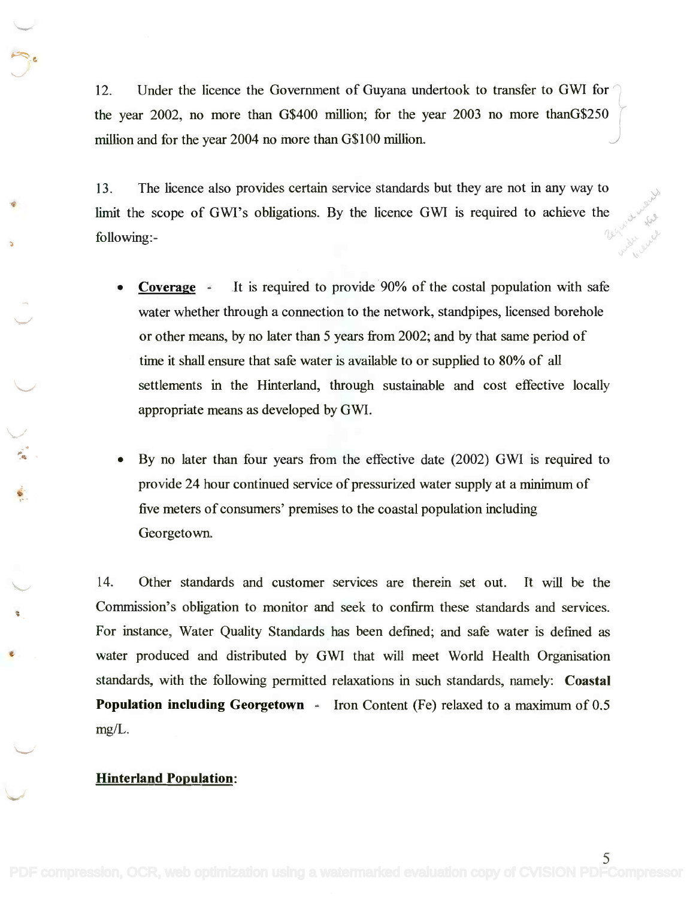12. Under the licence the Government of Guyana undertook to transfer to GWI for the year 2002, no more than G$400 million; for the year 2003 no more thanG$250 million and for the year 2004 no more than G$100 million.

13. The licence also provides certain service standards but they are not in any way to limit the scope of GWI's obligations. By the licence GWI is required to achieve the following:-

- **<u>Coverage</u>** - It is required to provide 90% of the costal population with safe water whether through a connection to the network, standpipes, licensed borehole or other means, by no later than 5 years from 2002; and by that same period of time it shall ensure that safe water is available to or supplied to 80% of all settlements in the Hinterland, through sustainable and cost effective locally appropriate means as developed by GWI.

- By no later than four years from the effective date (2002) GWI is required to provide 24 hour continued service of pressurized water supply at a minimum of five meters of consumers' premises to the coastal population including Georgetown.

14. Other standards and customer services are therein set out. It will be the Commission's obligation to monitor and seek to confirm these standards and services. For instance, Water Quality Standards has been defined; and safe water is defined as water produced and distributed by GWI that will meet World Health Organisation standards, with the following permitted relaxations in such standards, namely: **Coastal Population including Georgetown** - Iron Content (Fe) relaxed to a maximum of 0.5 mg/L.

**<u>Hinterland Population</u>:**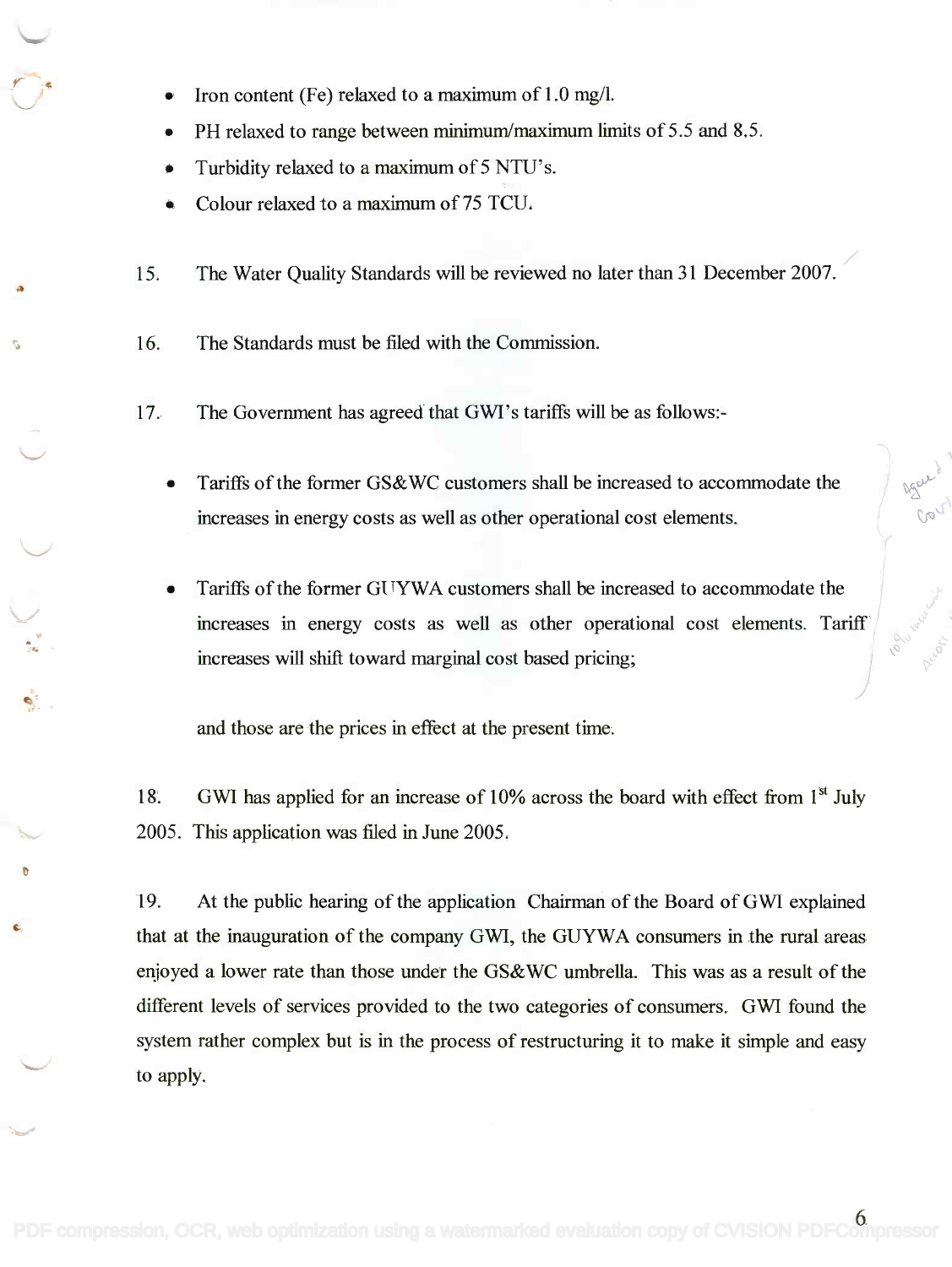- Iron content (Fe) relaxed to a maximum of 1.0 mg/l.
- PH relaxed to range between minimum/maximum limits of 5.5 and 8.5.
- Turbidity relaxed to a maximum of 5 NTU's.
- Colour relaxed to a maximum of 75 TCU.

15. The Water Quality Standards will be reviewed no later than 31 December 2007.

16. The Standards must be filed with the Commission.

17. The Government has agreed that GWI's tariffs will be as follows:-

- Tariffs of the former GS&WC customers shall be increased to accommodate the increases in energy costs as well as other operational cost elements.

- Tariffs of the former GUYWA customers shall be increased to accommodate the increases in energy costs as well as other operational cost elements. Tariff increases will shift toward marginal cost based pricing;

and those are the prices in effect at the present time.

18. GWI has applied for an increase of 10% across the board with effect from 1st July 2005. This application was filed in June 2005.

19. At the public hearing of the application Chairman of the Board of GWI explained that at the inauguration of the company GWI, the GUYWA consumers in the rural areas enjoyed a lower rate than those under the GS&WC umbrella. This was as a result of the different levels of services provided to the two categories of consumers. GWI found the system rather complex but is in the process of restructuring it to make it simple and easy to apply.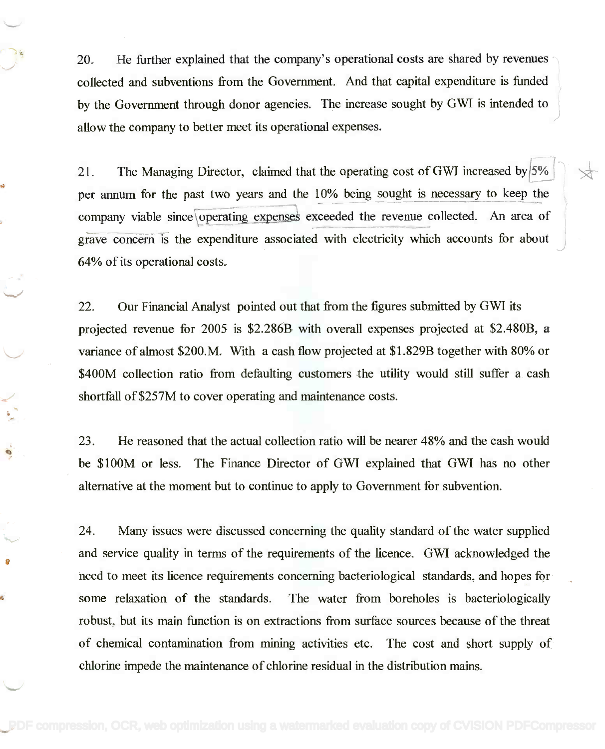20. He further explained that the company's operational costs are shared by revenues collected and subventions from the Government. And that capital expenditure is funded by the Government through donor agencies. The increase sought by GWI is intended to allow the company to better meet its operational expenses.

21. The Managing Director, claimed that the operating cost of GWI increased by 5% per annum for the past two years and the 10% being sought is necessary to keep the company viable since operating expenses exceeded the revenue collected. An area of grave concern is the expenditure associated with electricity which accounts for about 64% of its operational costs.

22. Our Financial Analyst pointed out that from the figures submitted by GWI its projected revenue for 2005 is $2.286B with overall expenses projected at $2.480B, a variance of almost $200.M. With a cash flow projected at $1.829B together with 80% or $400M collection ratio from defaulting customers the utility would still suffer a cash shortfall of $257M to cover operating and maintenance costs.

23. He reasoned that the actual collection ratio will be nearer 48% and the cash would be $100M or less. The Finance Director of GWI explained that GWI has no other alternative at the moment but to continue to apply to Government for subvention.

24. Many issues were discussed concerning the quality standard of the water supplied and service quality in terms of the requirements of the licence. GWI acknowledged the need to meet its licence requirements concerning bacteriological standards, and hopes for some relaxation of the standards. The water from boreholes is bacteriologically robust, but its main function is on extractions from surface sources because of the threat of chemical contamination from mining activities etc. The cost and short supply of chlorine impede the maintenance of chlorine residual in the distribution mains.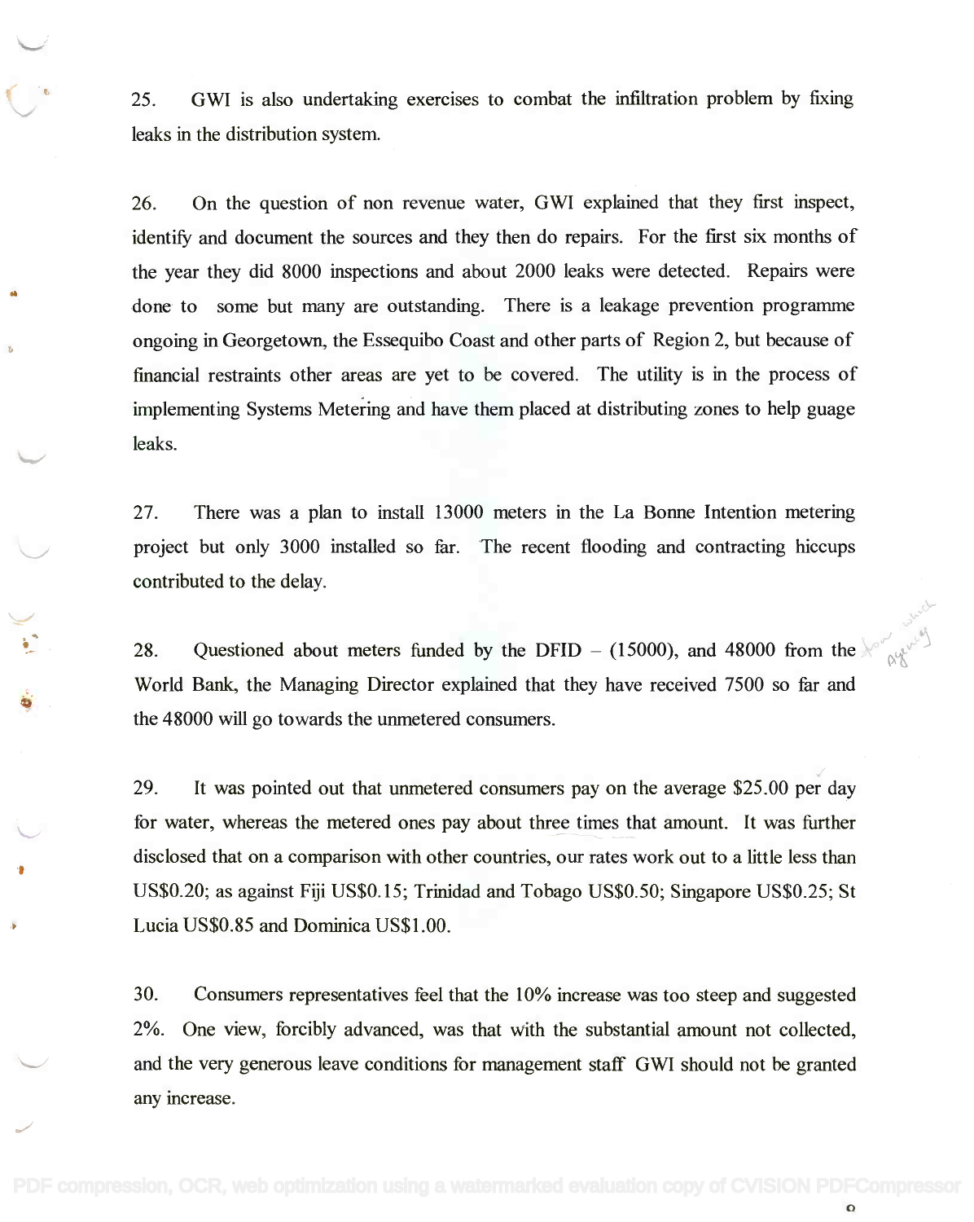25. GWI is also undertaking exercises to combat the infiltration problem by fixing leaks in the distribution system.

26. On the question of non revenue water, GWI explained that they first inspect, identify and document the sources and they then do repairs. For the first six months of the year they did 8000 inspections and about 2000 leaks were detected. Repairs were done to some but many are outstanding. There is a leakage prevention programme ongoing in Georgetown, the Essequibo Coast and other parts of Region 2, but because of financial restraints other areas are yet to be covered. The utility is in the process of implementing Systems Metering and have them placed at distributing zones to help guage leaks.

27. There was a plan to install 13000 meters in the La Bonne Intention metering project but only 3000 installed so far. The recent flooding and contracting hiccups contributed to the delay.

28. Questioned about meters funded by the DFID – (15000), and 48000 from the World Bank, the Managing Director explained that they have received 7500 so far and the 48000 will go towards the unmetered consumers.

29. It was pointed out that unmetered consumers pay on the average $25.00 per day for water, whereas the metered ones pay about three times that amount. It was further disclosed that on a comparison with other countries, our rates work out to a little less than US$0.20; as against Fiji US$0.15; Trinidad and Tobago US$0.50; Singapore US$0.25; St Lucia US$0.85 and Dominica US$1.00.

30. Consumers representatives feel that the 10% increase was too steep and suggested 2%. One view, forcibly advanced, was that with the substantial amount not collected, and the very generous leave conditions for management staff GWI should not be granted any increase.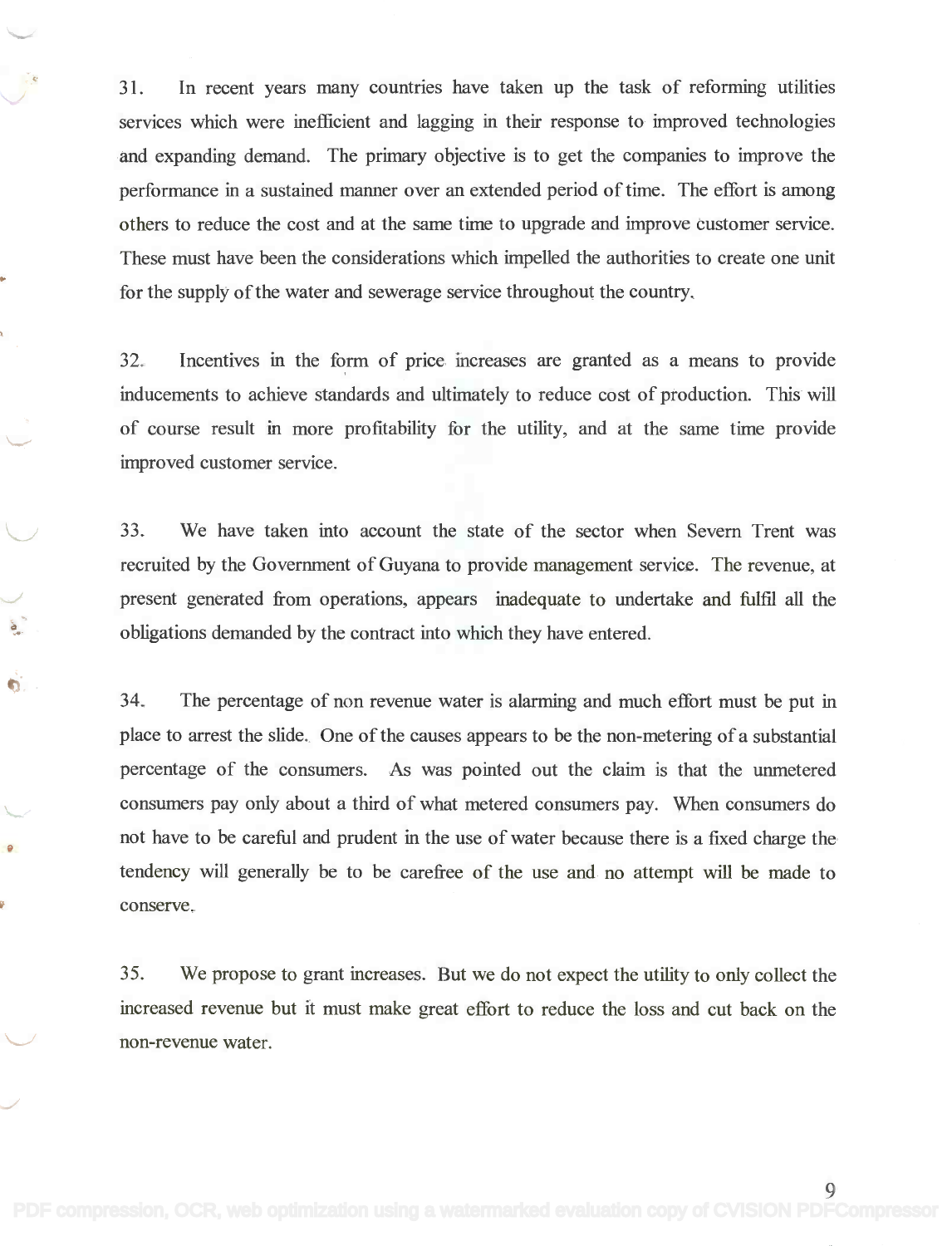31. In recent years many countries have taken up the task of reforming utilities services which were inefficient and lagging in their response to improved technologies and expanding demand. The primary objective is to get the companies to improve the performance in a sustained manner over an extended period of time. The effort is among others to reduce the cost and at the same time to upgrade and improve customer service. These must have been the considerations which impelled the authorities to create one unit for the supply of the water and sewerage service throughout the country.

32. Incentives in the form of price increases are granted as a means to provide inducements to achieve standards and ultimately to reduce cost of production. This will of course result in more profitability for the utility, and at the same time provide improved customer service.

33. We have taken into account the state of the sector when Severn Trent was recruited by the Government of Guyana to provide management service. The revenue, at present generated from operations, appears inadequate to undertake and fulfil all the obligations demanded by the contract into which they have entered.

34. The percentage of non revenue water is alarming and much effort must be put in place to arrest the slide. One of the causes appears to be the non-metering of a substantial percentage of the consumers. As was pointed out the claim is that the unmetered consumers pay only about a third of what metered consumers pay. When consumers do not have to be careful and prudent in the use of water because there is a fixed charge the tendency will generally be to be carefree of the use and no attempt will be made to conserve.

35. We propose to grant increases. But we do not expect the utility to only collect the increased revenue but it must make great effort to reduce the loss and cut back on the non-revenue water.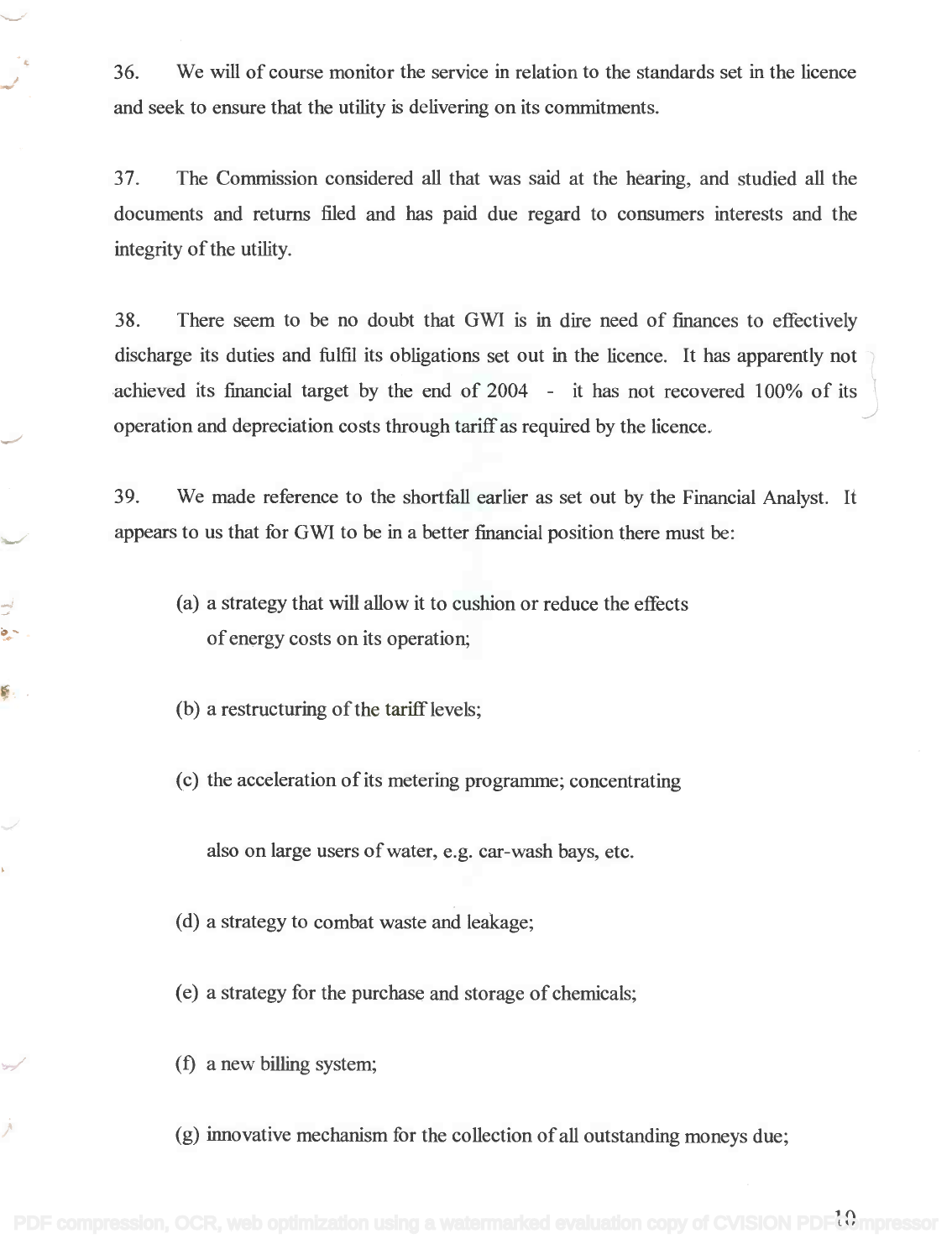36. We will of course monitor the service in relation to the standards set in the licence and seek to ensure that the utility is delivering on its commitments.

37. The Commission considered all that was said at the hearing, and studied all the documents and returns filed and has paid due regard to consumers interests and the integrity of the utility.

38. There seem to be no doubt that GWI is in dire need of finances to effectively discharge its duties and fulfil its obligations set out in the licence. It has apparently not achieved its financial target by the end of 2004 - it has not recovered 100% of its operation and depreciation costs through tariff as required by the licence.

39. We made reference to the shortfall earlier as set out by the Financial Analyst. It appears to us that for GWI to be in a better financial position there must be:

(a) a strategy that will allow it to cushion or reduce the effects of energy costs on its operation;

(b) a restructuring of the tariff levels;

(c) the acceleration of its metering programme; concentrating also on large users of water, e.g. car-wash bays, etc.

(d) a strategy to combat waste and leakage;

(e) a strategy for the purchase and storage of chemicals;

(f) a new billing system;

(g) innovative mechanism for the collection of all outstanding moneys due;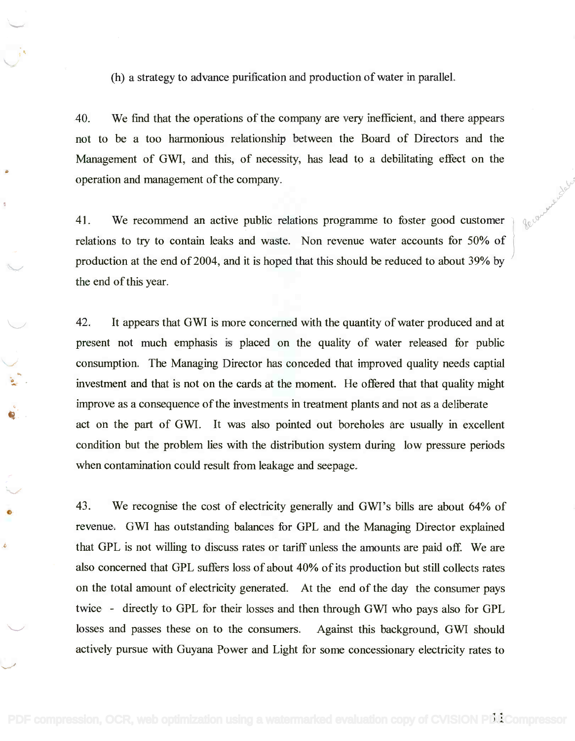(h) a strategy to advance purification and production of water in parallel.

40. We find that the operations of the company are very inefficient, and there appears not to be a too harmonious relationship between the Board of Directors and the Management of GWI, and this, of necessity, has lead to a debilitating effect on the operation and management of the company.

41. We recommend an active public relations programme to foster good customer relations to try to contain leaks and waste. Non revenue water accounts for 50% of production at the end of 2004, and it is hoped that this should be reduced to about 39% by the end of this year.

42. It appears that GWI is more concerned with the quantity of water produced and at present not much emphasis is placed on the quality of water released for public consumption. The Managing Director has conceded that improved quality needs captial investment and that is not on the cards at the moment. He offered that that quality might improve as a consequence of the investments in treatment plants and not as a deliberate act on the part of GWI. It was also pointed out boreholes are usually in excellent condition but the problem lies with the distribution system during low pressure periods when contamination could result from leakage and seepage.

43. We recognise the cost of electricity generally and GWI's bills are about 64% of revenue. GWI has outstanding balances for GPL and the Managing Director explained that GPL is not willing to discuss rates or tariff unless the amounts are paid off. We are also concerned that GPL suffers loss of about 40% of its production but still collects rates on the total amount of electricity generated. At the end of the day the consumer pays twice - directly to GPL for their losses and then through GWI who pays also for GPL losses and passes these on to the consumers. Against this background, GWI should actively pursue with Guyana Power and Light for some concessionary electricity rates to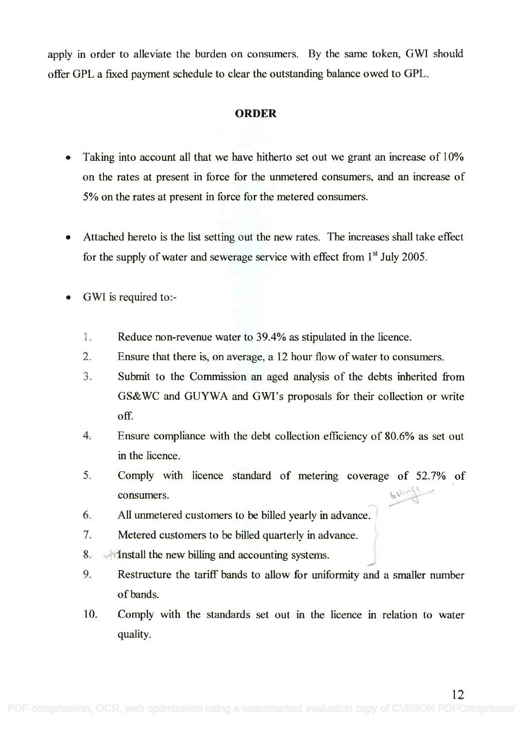apply in order to alleviate the burden on consumers. By the same token, GWI should offer GPL a fixed payment schedule to clear the outstanding balance owed to GPL.

## ORDER

- Taking into account all that we have hitherto set out we grant an increase of 10% on the rates at present in force for the unmetered consumers, and an increase of 5% on the rates at present in force for the metered consumers.

- Attached hereto is the list setting out the new rates. The increases shall take effect for the supply of water and sewerage service with effect from 1st July 2005.

- GWI is required to:-

  1. Reduce non-revenue water to 39.4% as stipulated in the licence.
  2. Ensure that there is, on average, a 12 hour flow of water to consumers.
  3. Submit to the Commission an aged analysis of the debts inherited from GS&WC and GUYWA and GWI's proposals for their collection or write off.
  4. Ensure compliance with the debt collection efficiency of 80.6% as set out in the licence.
  5. Comply with licence standard of metering coverage of 52.7% of consumers.
  6. All unmetered customers to be billed yearly in advance.
  7. Metered customers to be billed quarterly in advance.
  8. Install the new billing and accounting systems.
  9. Restructure the tariff bands to allow for uniformity and a smaller number of bands.
  10. Comply with the standards set out in the licence in relation to water quality.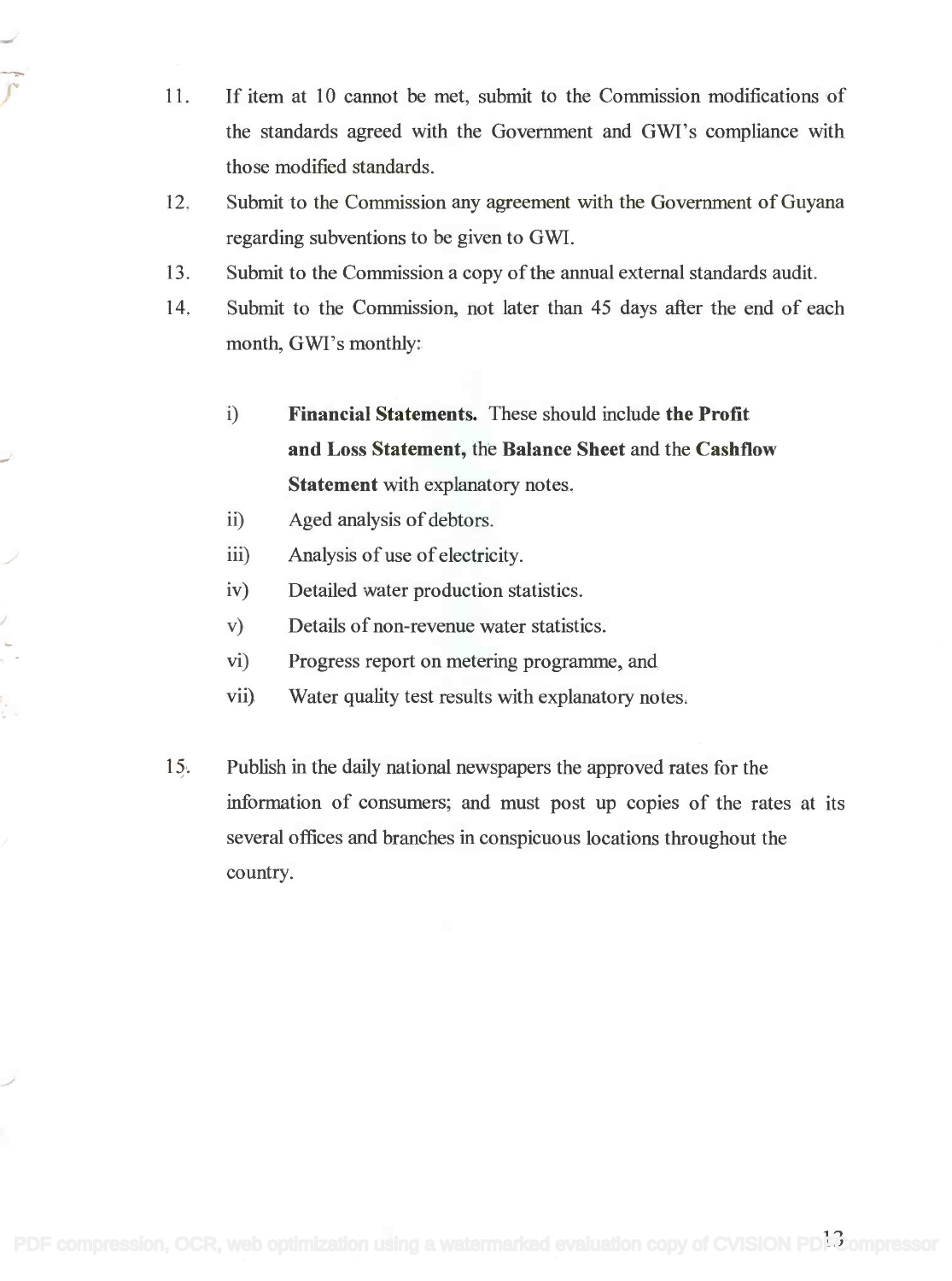11. If item at 10 cannot be met, submit to the Commission modifications of the standards agreed with the Government and GWI's compliance with those modified standards.

12. Submit to the Commission any agreement with the Government of Guyana regarding subventions to be given to GWI.

13. Submit to the Commission a copy of the annual external standards audit.

14. Submit to the Commission, not later than 45 days after the end of each month, GWI's monthly:

    i) **Financial Statements.** These should include **the Profit and Loss Statement,** the **Balance Sheet** and the **Cashflow Statement** with explanatory notes.

    ii) Aged analysis of debtors.

    iii) Analysis of use of electricity.

    iv) Detailed water production statistics.

    v) Details of non-revenue water statistics.

    vi) Progress report on metering programme, and

    vii) Water quality test results with explanatory notes.

15. Publish in the daily national newspapers the approved rates for the information of consumers; and must post up copies of the rates at its several offices and branches in conspicuous locations throughout the country.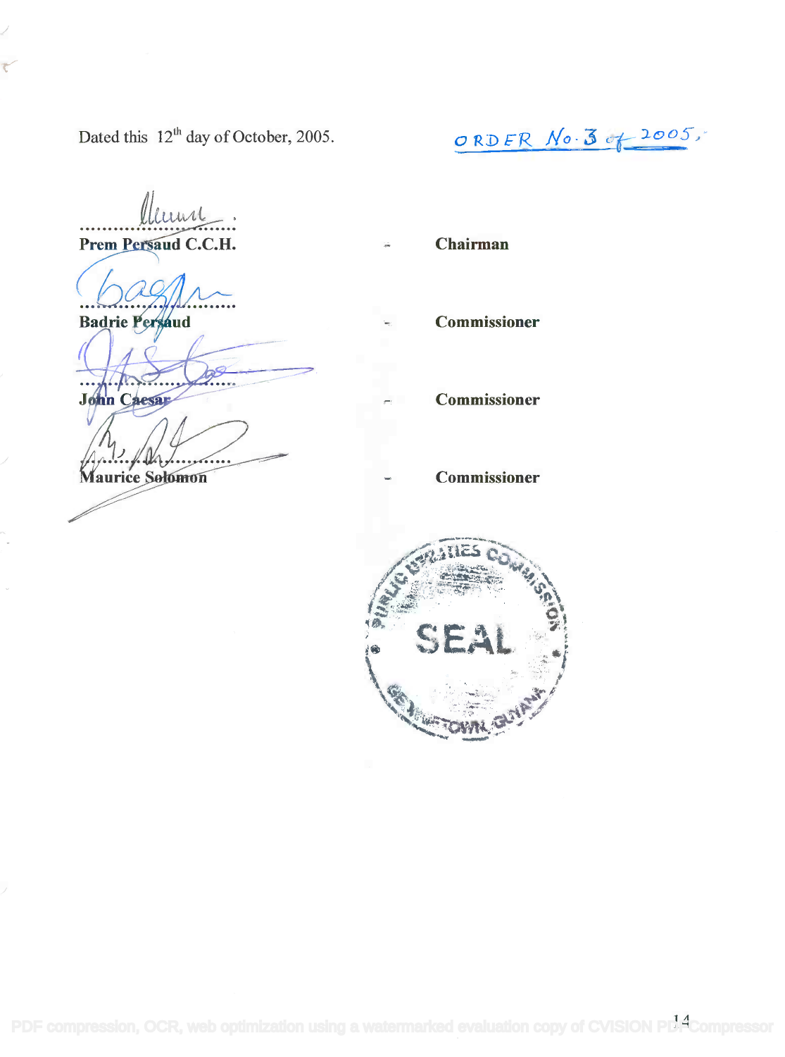Dated this 12th day of October, 2005.

ORDER No. 3 of 2005.

| | | |
|---|---|---|
| ............................ Prem Persaud C.C.H. | - | Chairman |
| ............................ Badrie Persaud | - | Commissioner |
| ............................ John Caesar | - | Commissioner |
| ............................ Maurice Solomon | - | Commissioner |

PUBLIC UTILITIES COMMISSION SEAL GEORGETOWN, GUYANA

PDF compression, OCR, web optimization using a watermarked evaluation copy of CVISION PDFCompressor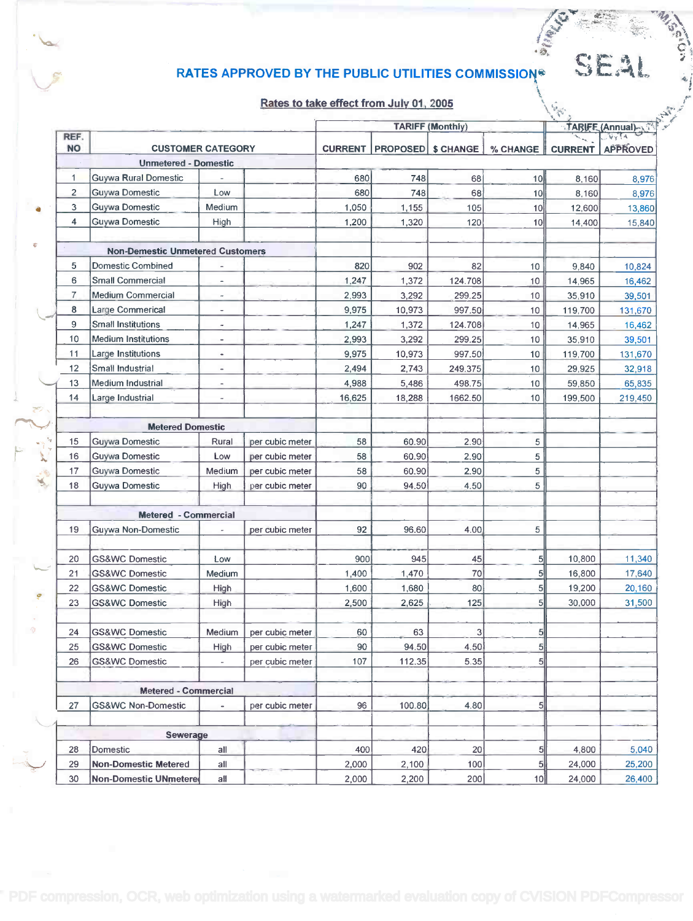# RATES APPROVED BY THE PUBLIC UTILITIES COMMISSION

**Rates to take effect from July 01, 2005**

| REF. NO | CUSTOMER CATEGORY | | | TARIFF (Monthly) | | | | TARIFF (Annual) | |
|---|---|---|---|---|---|---|---|---|---|
| | | | | CURRENT | PROPOSED | $ CHANGE | % CHANGE | CURRENT | APPROVED |
| | **Unmetered - Domestic** | | | | | | | | |
| 1 | Guywa Rural Domestic | - | | 680 | 748 | 68 | 10 | 8,160 | 8,976 |
| 2 | Guywa Domestic | Low | | 680 | 748 | 68 | 10 | 8,160 | 8,976 |
| 3 | Guywa Domestic | Medium | | 1,050 | 1,155 | 105 | 10 | 12,600 | 13,860 |
| 4 | Guywa Domestic | High | | 1,200 | 1,320 | 120 | 10 | 14,400 | 15,840 |
| | | | | | | | | | |
| | **Non-Demestic Unmetered Customers** | | | | | | | | |
| 5 | Domestic Combined | - | | 820 | 902 | 82 | 10 | 9,840 | 10,824 |
| 6 | Small Commercial | - | | 1,247 | 1,372 | 124.708 | 10 | 14,965 | 16,462 |
| 7 | Medium Commercial | - | | 2,993 | 3,292 | 299.25 | 10 | 35,910 | 39,501 |
| 8 | Large Commerical | - | | 9,975 | 10,973 | 997.50 | 10 | 119,700 | 131,670 |
| 9 | Small Institutions | - | | 1,247 | 1,372 | 124.708 | 10 | 14,965 | 16,462 |
| 10 | Medium Institutions | - | | 2,993 | 3,292 | 299.25 | 10 | 35,910 | 39,501 |
| 11 | Large Institutions | - | | 9,975 | 10,973 | 997.50 | 10 | 119,700 | 131,670 |
| 12 | Small Industrial | - | | 2,494 | 2,743 | 249.375 | 10 | 29,925 | 32,918 |
| 13 | Medium Industrial | - | | 4,988 | 5,486 | 498.75 | 10 | 59,850 | 65,835 |
| 14 | Large Industrial | - | | 16,625 | 18,288 | 1662.50 | 10 | 199,500 | 219,450 |
| | | | | | | | | | |
| | **Metered Domestic** | | | | | | | | |
| 15 | Guywa Domestic | Rural | per cubic meter | 58 | 60.90 | 2.90 | 5 | | |
| 16 | Guywa Domestic | Low | per cubic meter | 58 | 60.90 | 2.90 | 5 | | |
| 17 | Guywa Domestic | Medium | per cubic meter | 58 | 60.90 | 2.90 | 5 | | |
| 18 | Guywa Domestic | High | per cubic meter | 90 | 94.50 | 4.50 | 5 | | |
| | | | | | | | | | |
| | **Metered - Commercial** | | | | | | | | |
| 19 | Guywa Non-Domestic | - | per cubic meter | 92 | 96.60 | 4.00 | 5 | | |
| | | | | | | | | | |
| 20 | GS&WC Domestic | Low | | 900 | 945 | 45 | 5 | 10,800 | 11,340 |
| 21 | GS&WC Domestic | Medium | | 1,400 | 1,470 | 70 | 5 | 16,800 | 17,640 |
| 22 | GS&WC Domestic | High | | 1,600 | 1,680 | 80 | 5 | 19,200 | 20,160 |
| 23 | GS&WC Domestic | High | | 2,500 | 2,625 | 125 | 5 | 30,000 | 31,500 |
| | | | | | | | | | |
| 24 | GS&WC Domestic | Medium | per cubic meter | 60 | 63 | 3 | 5 | | |
| 25 | GS&WC Domestic | High | per cubic meter | 90 | 94.50 | 4.50 | 5 | | |
| 26 | GS&WC Domestic | - | per cubic meter | 107 | 112.35 | 5.35 | 5 | | |
| | | | | | | | | | |
| | **Metered - Commercial** | | | | | | | | |
| 27 | GS&WC Non-Domestic | - | per cubic meter | 96 | 100.80 | 4.80 | 5 | | |
| | | | | | | | | | |
| | **Sewerage** | | | | | | | | |
| 28 | Domestic | all | | 400 | 420 | 20 | 5 | 4,800 | 5,040 |
| 29 | **Non-Domestic Metered** | all | | 2,000 | 2,100 | 100 | 5 | 24,000 | 25,200 |
| 30 | **Non-Domestic UNmetere** | all | | 2,000 | 2,200 | 200 | 10 | 24,000 | 26,400 |